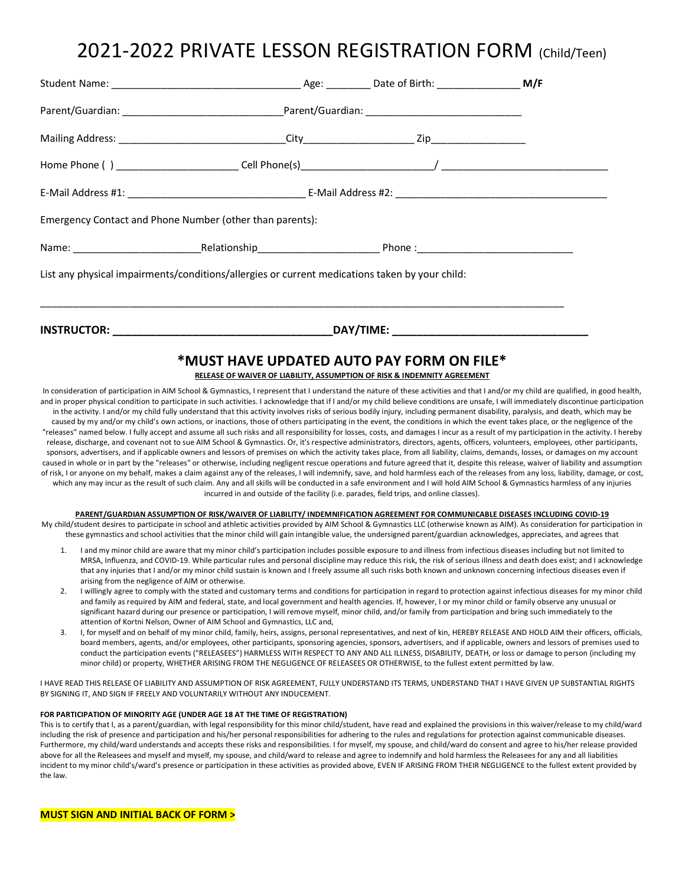# 2021-2022 PRIVATE LESSON REGISTRATION FORM (Child/Teen)

Student Name: ________________________________ Age: ________ Date of Birth: ______________ **M/F**

Parent/Guardian: ____________________________Parent/Guardian: ___________________________

Mailing Address: _____________________________City___________________ Zip________________

Home Phone ( ) _____________________ Cell Phone(s)______________________/ ____________________________

E-Mail Address #1: ______________________________ E-Mail Address #2: ____________________________________

Emergency Contact and Phone Number (other than parents):

Name: ______________________Relationship_____________________ Phone :___________________________

List any physical impairments/conditions/allergies or current medications taken by your child:

_______________________________________________________________________________________________

**INSTRUCTOR: ___________________________________DAY/TIME: _______________________________**

## *MUST HAVE UPDATED AUTO PAY FORM ON FILE*

**RELEASE OF WAIVER OF LIABILITY, ASSUMPTION OF RISK & INDEMNITY AGREEMENT**

In consideration of participation in AIM School & Gymnastics, I represent that I understand the nature of these activities and that I and/or my child are qualified, in good health, and in proper physical condition to participate in such activities. I acknowledge that if I and/or my child believe conditions are unsafe, I will immediately discontinue participation in the activity. I and/or my child fully understand that this activity involves risks of serious bodily injury, including permanent disability, paralysis, and death, which may be caused by my and/or my child's own actions, or inactions, those of others participating in the event, the conditions in which the event takes place, or the negligence of the "releases" named below. I fully accept and assume all such risks and all responsibility for losses, costs, and damages I incur as a result of my participation in the activity. I hereby release, discharge, and covenant not to sue AIM School & Gymnastics. Or, it's respective administrators, directors, agents, officers, volunteers, employees, other participants, sponsors, advertisers, and if applicable owners and lessors of premises on which the activity takes place, from all liability, claims, demands, losses, or damages on my account caused in whole or in part by the "releases" or otherwise, including negligent rescue operations and future agreed that it, despite this release, waiver of liability and assumption of risk, I or anyone on my behalf, makes a claim against any of the releases, I will indemnify, save, and hold harmless each of the releases from any loss, liability, damage, or cost, which any may incur as the result of such claim. Any and all skills will be conducted in a safe environment and I will hold AIM School & Gymnastics harmless of any injuries incurred in and outside of the facility (i.e. parades, field trips, and online classes).

**PARENT/GUARDIAN ASSUMPTION OF RISK/WAIVER OF LIABILITY/ INDEMNIFICATION AGREEMENT FOR COMMUNICABLE DISEASES INCLUDING COVID-19**

My child/student desires to participate in school and athletic activities provided by AIM School & Gymnastics LLC (otherwise known as AIM). As consideration for participation in these gymnastics and school activities that the minor child will gain intangible value, the undersigned parent/guardian acknowledges, appreciates, and agrees that

1. I and my minor child are aware that my minor child's participation includes possible exposure to and illness from infectious diseases including but not limited to MRSA, Influenza, and COVID-19. While particular rules and personal discipline may reduce this risk, the risk of serious illness and death does exist; and I acknowledge that any injuries that I and/or my minor child sustain is known and I freely assume all such risks both known and unknown concerning infectious diseases even if arising from the negligence of AIM or otherwise.
2. I willingly agree to comply with the stated and customary terms and conditions for participation in regard to protection against infectious diseases for my minor child and family as required by AIM and federal, state, and local government and health agencies. If, however, I or my minor child or family observe any unusual or significant hazard during our presence or participation, I will remove myself, minor child, and/or family from participation and bring such immediately to the attention of Kortni Nelson, Owner of AIM School and Gymnastics, LLC and,
3. I, for myself and on behalf of my minor child, family, heirs, assigns, personal representatives, and next of kin, HEREBY RELEASE AND HOLD AIM their officers, officials, board members, agents, and/or employees, other participants, sponsoring agencies, sponsors, advertisers, and if applicable, owners and lessors of premises used to conduct the participation events ("RELEASEES") HARMLESS WITH RESPECT TO ANY AND ALL ILLNESS, DISABILITY, DEATH, or loss or damage to person (including my minor child) or property, WHETHER ARISING FROM THE NEGLIGENCE OF RELEASEES OR OTHERWISE, to the fullest extent permitted by law.

I HAVE READ THIS RELEASE OF LIABILITY AND ASSUMPTION OF RISK AGREEMENT, FULLY UNDERSTAND ITS TERMS, UNDERSTAND THAT I HAVE GIVEN UP SUBSTANTIAL RIGHTS BY SIGNING IT, AND SIGN IF FREELY AND VOLUNTARILY WITHOUT ANY INDUCEMENT.

**FOR PARTICIPATION OF MINORITY AGE (UNDER AGE 18 AT THE TIME OF REGISTRATION)**

This is to certify that I, as a parent/guardian, with legal responsibility for this minor child/student, have read and explained the provisions in this waiver/release to my child/ward including the risk of presence and participation and his/her personal responsibilities for adhering to the rules and regulations for protection against communicable diseases. Furthermore, my child/ward understands and accepts these risks and responsibilities. I for myself, my spouse, and child/ward do consent and agree to his/her release provided above for all the Releasees and myself and myself, my spouse, and child/ward to release and agree to indemnify and hold harmless the Releasees for any and all liabilities incident to my minor child's/ward's presence or participation in these activities as provided above, EVEN IF ARISING FROM THEIR NEGLIGENCE to the fullest extent provided by the law.

**MUST SIGN AND INITIAL BACK OF FORM >**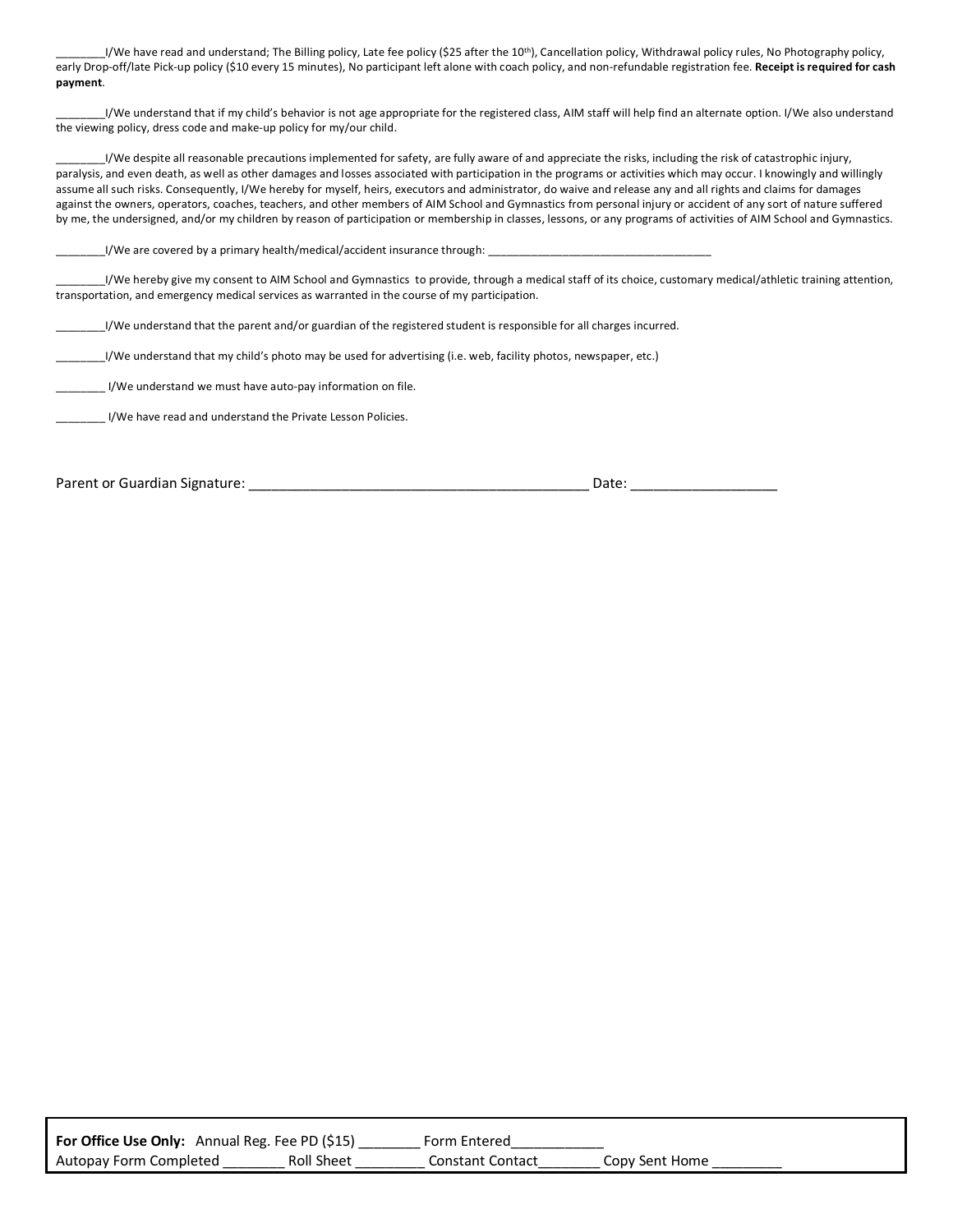________I/We have read and understand; The Billing policy, Late fee policy ($25 after the 10th), Cancellation policy, Withdrawal policy rules, No Photography policy, early Drop-off/late Pick-up policy ($10 every 15 minutes), No participant left alone with coach policy, and non-refundable registration fee. **Receipt is required for cash payment**.

________I/We understand that if my child's behavior is not age appropriate for the registered class, AIM staff will help find an alternate option. I/We also understand the viewing policy, dress code and make-up policy for my/our child.

________I/We despite all reasonable precautions implemented for safety, are fully aware of and appreciate the risks, including the risk of catastrophic injury, paralysis, and even death, as well as other damages and losses associated with participation in the programs or activities which may occur. I knowingly and willingly assume all such risks. Consequently, I/We hereby for myself, heirs, executors and administrator, do waive and release any and all rights and claims for damages against the owners, operators, coaches, teachers, and other members of AIM School and Gymnastics from personal injury or accident of any sort of nature suffered by me, the undersigned, and/or my children by reason of participation or membership in classes, lessons, or any programs of activities of AIM School and Gymnastics.

________I/We are covered by a primary health/medical/accident insurance through: ____________________________________

________I/We hereby give my consent to AIM School and Gymnastics to provide, through a medical staff of its choice, customary medical/athletic training attention, transportation, and emergency medical services as warranted in the course of my participation.

________I/We understand that the parent and/or guardian of the registered student is responsible for all charges incurred.

________I/We understand that my child's photo may be used for advertising (i.e. web, facility photos, newspaper, etc.)

________ I/We understand we must have auto-pay information on file.

________ I/We have read and understand the Private Lesson Policies.

Parent or Guardian Signature: ____________________________________________ Date: ___________________

**For Office Use Only:** Annual Reg. Fee PD ($15) ________ Form Entered____________
Autopay Form Completed ________ Roll Sheet _________ Constant Contact________ Copy Sent Home _________